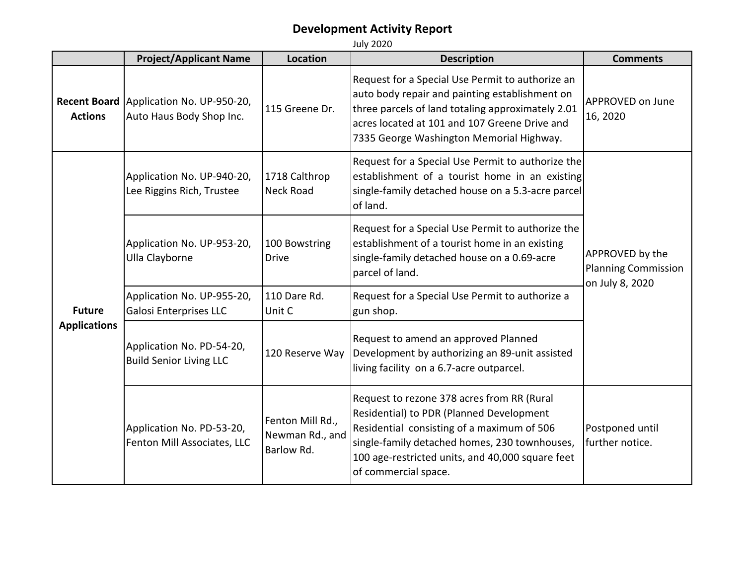# Development Activity Report

July 2020

| | Project/Applicant Name | Location | Description | Comments |
|---|---|---|---|---|
| **Recent Board Actions** | Application No. UP-950-20, Auto Haus Body Shop Inc. | 115 Greene Dr. | Request for a Special Use Permit to authorize an auto body repair and painting establishment on three parcels of land totaling approximately 2.01 acres located at 101 and 107 Greene Drive and 7335 George Washington Memorial Highway. | APPROVED on June 16, 2020 |
| **Future Applications** | Application No. UP-940-20, Lee Riggins Rich, Trustee | 1718 Calthrop Neck Road | Request for a Special Use Permit to authorize the establishment of a tourist home in an existing single-family detached house on a 5.3-acre parcel of land. | APPROVED by the Planning Commission on July 8, 2020 |
| | Application No. UP-953-20, Ulla Clayborne | 100 Bowstring Drive | Request for a Special Use Permit to authorize the establishment of a tourist home in an existing single-family detached house on a 0.69-acre parcel of land. | |
| | Application No. UP-955-20, Galosi Enterprises LLC | 110 Dare Rd. Unit C | Request for a Special Use Permit to authorize a gun shop. | |
| | Application No. PD-54-20, Build Senior Living LLC | 120 Reserve Way | Request to amend an approved Planned Development by authorizing an 89-unit assisted living facility on a 6.7-acre outparcel. | |
| | Application No. PD-53-20, Fenton Mill Associates, LLC | Fenton Mill Rd., Newman Rd., and Barlow Rd. | Request to rezone 378 acres from RR (Rural Residential) to PDR (Planned Development Residential consisting of a maximum of 506 single-family detached homes, 230 townhouses, 100 age-restricted units, and 40,000 square feet of commercial space. | Postponed until further notice. |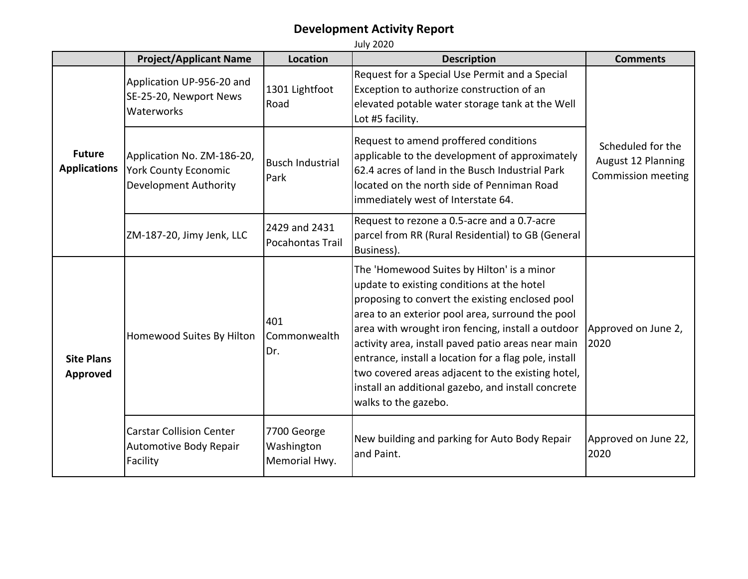# Development Activity Report

July 2020

| | Project/Applicant Name | Location | Description | Comments |
|---|---|---|---|---|
| **Future Applications** | Application UP-956-20 and SE-25-20, Newport News Waterworks | 1301 Lightfoot Road | Request for a Special Use Permit and a Special Exception to authorize construction of an elevated potable water storage tank at the Well Lot #5 facility. | Scheduled for the August 12 Planning Commission meeting |
| | Application No. ZM-186-20, York County Economic Development Authority | Busch Industrial Park | Request to amend proffered conditions applicable to the development of approximately 62.4 acres of land in the Busch Industrial Park located on the north side of Penniman Road immediately west of Interstate 64. | |
| | ZM-187-20, Jimy Jenk, LLC | 2429 and 2431 Pocahontas Trail | Request to rezone a 0.5-acre and a 0.7-acre parcel from RR (Rural Residential) to GB (General Business). | |
| **Site Plans Approved** | Homewood Suites By Hilton | 401 Commonwealth Dr. | The 'Homewood Suites by Hilton' is a minor update to existing conditions at the hotel proposing to convert the existing enclosed pool area to an exterior pool area, surround the pool area with wrought iron fencing, install a outdoor activity area, install paved patio areas near main entrance, install a location for a flag pole, install two covered areas adjacent to the existing hotel, install an additional gazebo, and install concrete walks to the gazebo. | Approved on June 2, 2020 |
| | Carstar Collision Center Automotive Body Repair Facility | 7700 George Washington Memorial Hwy. | New building and parking for Auto Body Repair and Paint. | Approved on June 22, 2020 |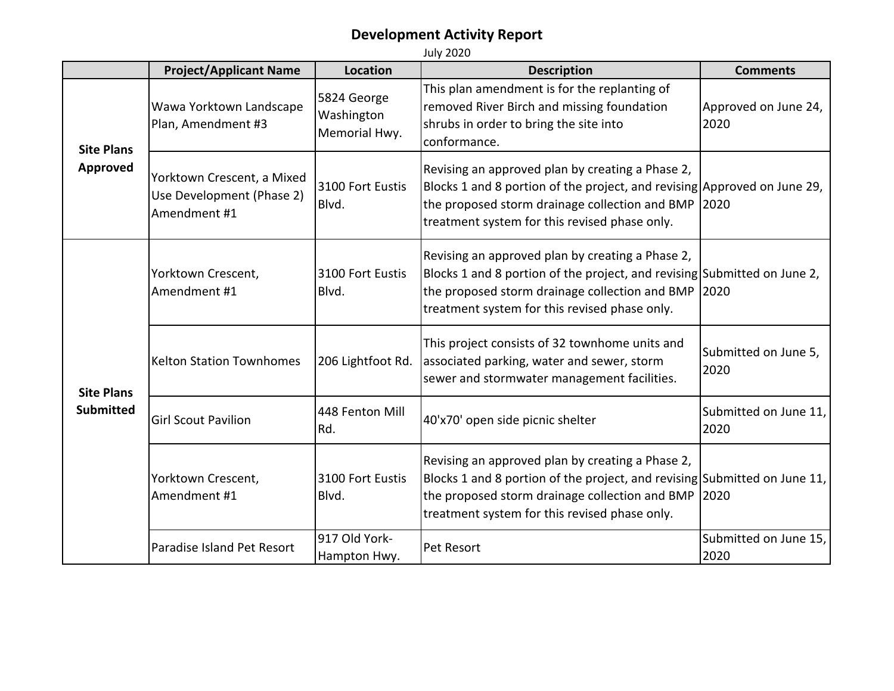# Development Activity Report

July 2020

| | Project/Applicant Name | Location | Description | Comments |
|---|---|---|---|---|
| **Site Plans Approved** | Wawa Yorktown Landscape Plan, Amendment #3 | 5824 George Washington Memorial Hwy. | This plan amendment is for the replanting of removed River Birch and missing foundation shrubs in order to bring the site into conformance. | Approved on June 24, 2020 |
| | Yorktown Crescent, a Mixed Use Development (Phase 2) Amendment #1 | 3100 Fort Eustis Blvd. | Revising an approved plan by creating a Phase 2, Blocks 1 and 8 portion of the project, and revising the proposed storm drainage collection and BMP treatment system for this revised phase only. | Approved on June 29, 2020 |
| **Site Plans Submitted** | Yorktown Crescent, Amendment #1 | 3100 Fort Eustis Blvd. | Revising an approved plan by creating a Phase 2, Blocks 1 and 8 portion of the project, and revising the proposed storm drainage collection and BMP treatment system for this revised phase only. | Submitted on June 2, 2020 |
| | Kelton Station Townhomes | 206 Lightfoot Rd. | This project consists of 32 townhome units and associated parking, water and sewer, storm sewer and stormwater management facilities. | Submitted on June 5, 2020 |
| | Girl Scout Pavilion | 448 Fenton Mill Rd. | 40'x70' open side picnic shelter | Submitted on June 11, 2020 |
| | Yorktown Crescent, Amendment #1 | 3100 Fort Eustis Blvd. | Revising an approved plan by creating a Phase 2, Blocks 1 and 8 portion of the project, and revising the proposed storm drainage collection and BMP treatment system for this revised phase only. | Submitted on June 11, 2020 |
| | Paradise Island Pet Resort | 917 Old York-Hampton Hwy. | Pet Resort | Submitted on June 15, 2020 |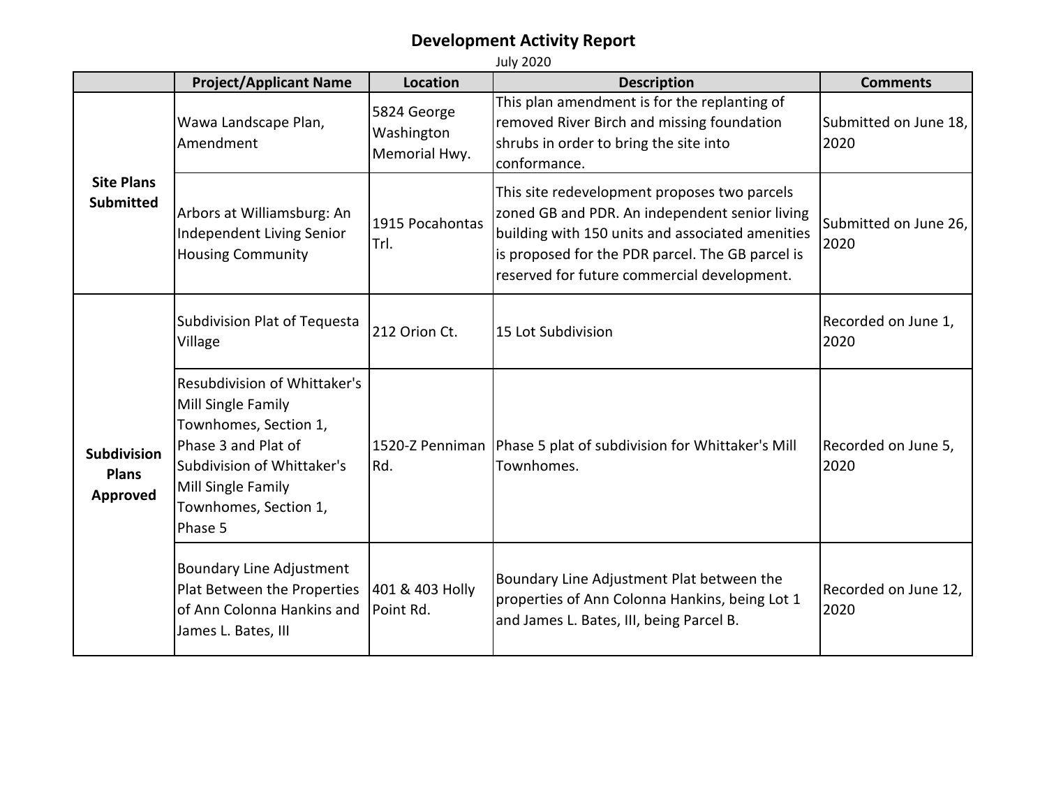# Development Activity Report

July 2020

| | Project/Applicant Name | Location | Description | Comments |
|---|---|---|---|---|
| **Site Plans Submitted** | Wawa Landscape Plan, Amendment | 5824 George Washington Memorial Hwy. | This plan amendment is for the replanting of removed River Birch and missing foundation shrubs in order to bring the site into conformance. | Submitted on June 18, 2020 |
| | Arbors at Williamsburg: An Independent Living Senior Housing Community | 1915 Pocahontas Trl. | This site redevelopment proposes two parcels zoned GB and PDR. An independent senior living building with 150 units and associated amenities is proposed for the PDR parcel. The GB parcel is reserved for future commercial development. | Submitted on June 26, 2020 |
| **Subdivision Plans Approved** | Subdivision Plat of Tequesta Village | 212 Orion Ct. | 15 Lot Subdivision | Recorded on June 1, 2020 |
| | Resubdivision of Whittaker's Mill Single Family Townhomes, Section 1, Phase 3 and Plat of Subdivision of Whittaker's Mill Single Family Townhomes, Section 1, Phase 5 | 1520-Z Penniman Rd. | Phase 5 plat of subdivision for Whittaker's Mill Townhomes. | Recorded on June 5, 2020 |
| | Boundary Line Adjustment Plat Between the Properties of Ann Colonna Hankins and James L. Bates, III | 401 & 403 Holly Point Rd. | Boundary Line Adjustment Plat between the properties of Ann Colonna Hankins, being Lot 1 and James L. Bates, III, being Parcel B. | Recorded on June 12, 2020 |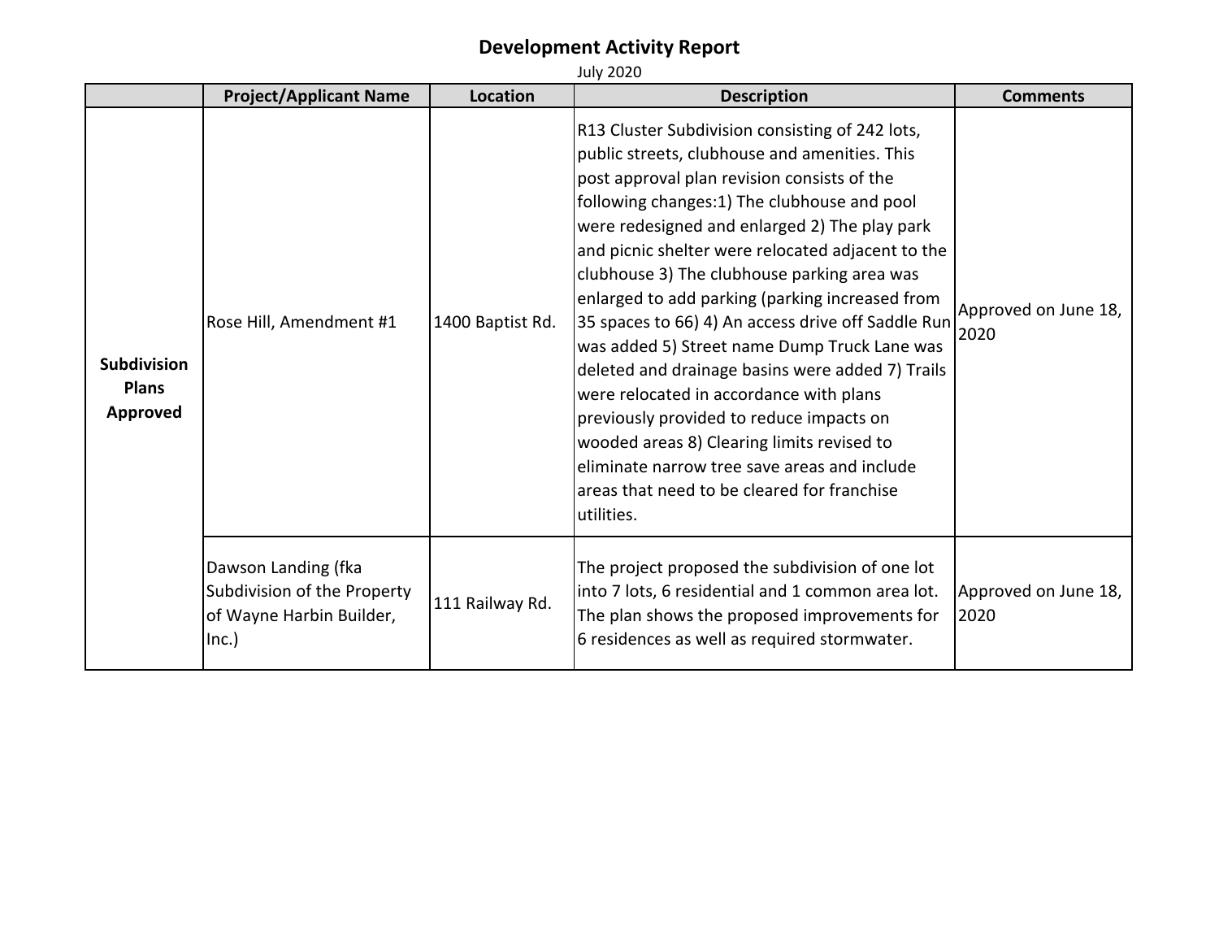# Development Activity Report

July 2020

| | Project/Applicant Name | Location | Description | Comments |
|---|---|---|---|---|
| **Subdivision Plans Approved** | Rose Hill, Amendment #1 | 1400 Baptist Rd. | R13 Cluster Subdivision consisting of 242 lots, public streets, clubhouse and amenities. This post approval plan revision consists of the following changes:1) The clubhouse and pool were redesigned and enlarged 2) The play park and picnic shelter were relocated adjacent to the clubhouse 3) The clubhouse parking area was enlarged to add parking (parking increased from 35 spaces to 66) 4) An access drive off Saddle Run was added 5) Street name Dump Truck Lane was deleted and drainage basins were added 7) Trails were relocated in accordance with plans previously provided to reduce impacts on wooded areas 8) Clearing limits revised to eliminate narrow tree save areas and include areas that need to be cleared for franchise utilities. | Approved on June 18, 2020 |
| | Dawson Landing (fka Subdivision of the Property of Wayne Harbin Builder, Inc.) | 111 Railway Rd. | The project proposed the subdivision of one lot into 7 lots, 6 residential and 1 common area lot. The plan shows the proposed improvements for 6 residences as well as required stormwater. | Approved on June 18, 2020 |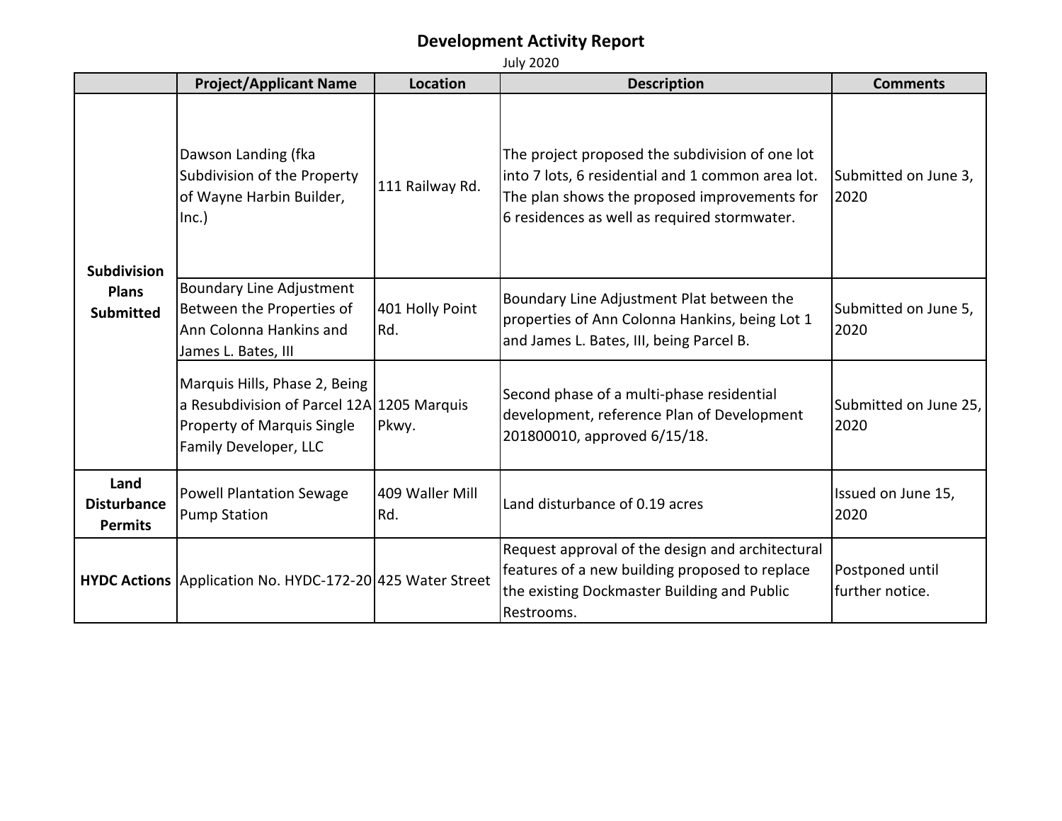# Development Activity Report

July 2020

| | Project/Applicant Name | Location | Description | Comments |
|---|---|---|---|---|
| **Subdivision Plans Submitted** | Dawson Landing (fka Subdivision of the Property of Wayne Harbin Builder, Inc.) | 111 Railway Rd. | The project proposed the subdivision of one lot into 7 lots, 6 residential and 1 common area lot. The plan shows the proposed improvements for 6 residences as well as required stormwater. | Submitted on June 3, 2020 |
| | Boundary Line Adjustment Between the Properties of Ann Colonna Hankins and James L. Bates, III | 401 Holly Point Rd. | Boundary Line Adjustment Plat between the properties of Ann Colonna Hankins, being Lot 1 and James L. Bates, III, being Parcel B. | Submitted on June 5, 2020 |
| | Marquis Hills, Phase 2, Being a Resubdivision of Parcel 12A Property of Marquis Single Family Developer, LLC | 1205 Marquis Pkwy. | Second phase of a multi-phase residential development, reference Plan of Development 201800010, approved 6/15/18. | Submitted on June 25, 2020 |
| **Land Disturbance Permits** | Powell Plantation Sewage Pump Station | 409 Waller Mill Rd. | Land disturbance of 0.19 acres | Issued on June 15, 2020 |
| **HYDC Actions** | Application No. HYDC-172-20 | 425 Water Street | Request approval of the design and architectural features of a new building proposed to replace the existing Dockmaster Building and Public Restrooms. | Postponed until further notice. |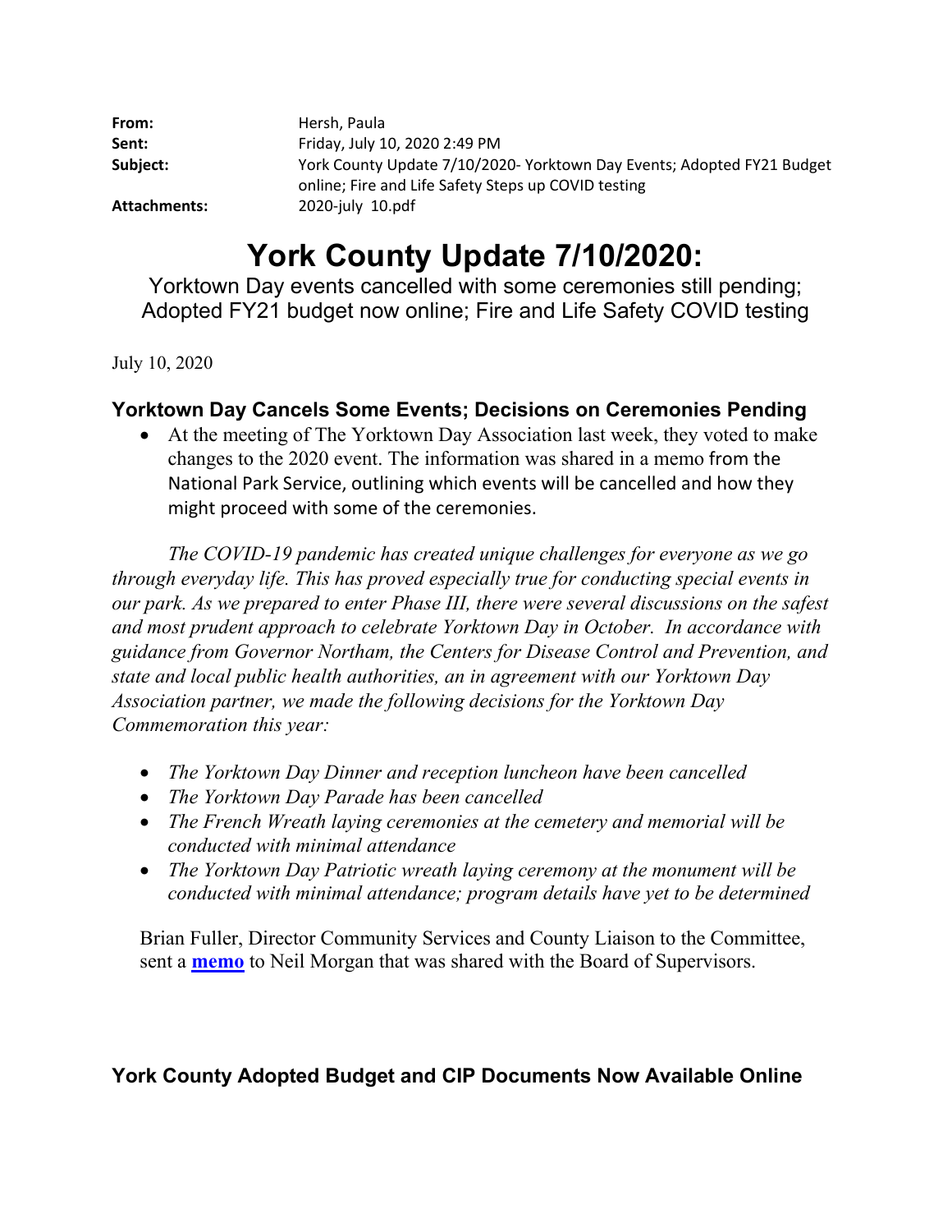| | |
|---|---|
| **From:** | Hersh, Paula |
| **Sent:** | Friday, July 10, 2020 2:49 PM |
| **Subject:** | York County Update 7/10/2020- Yorktown Day Events; Adopted FY21 Budget online; Fire and Life Safety Steps up COVID testing |
| **Attachments:** | 2020-july 10.pdf |

# York County Update 7/10/2020:

Yorktown Day events cancelled with some ceremonies still pending; Adopted FY21 budget now online; Fire and Life Safety COVID testing

July 10, 2020

### Yorktown Day Cancels Some Events; Decisions on Ceremonies Pending

- At the meeting of The Yorktown Day Association last week, they voted to make changes to the 2020 event. The information was shared in a memo from the National Park Service, outlining which events will be cancelled and how they might proceed with some of the ceremonies.

*The COVID-19 pandemic has created unique challenges for everyone as we go through everyday life. This has proved especially true for conducting special events in our park. As we prepared to enter Phase III, there were several discussions on the safest and most prudent approach to celebrate Yorktown Day in October. In accordance with guidance from Governor Northam, the Centers for Disease Control and Prevention, and state and local public health authorities, an in agreement with our Yorktown Day Association partner, we made the following decisions for the Yorktown Day Commemoration this year:*

- *The Yorktown Day Dinner and reception luncheon have been cancelled*
- *The Yorktown Day Parade has been cancelled*
- *The French Wreath laying ceremonies at the cemetery and memorial will be conducted with minimal attendance*
- *The Yorktown Day Patriotic wreath laying ceremony at the monument will be conducted with minimal attendance; program details have yet to be determined*

Brian Fuller, Director Community Services and County Liaison to the Committee, sent a **memo** to Neil Morgan that was shared with the Board of Supervisors.

### York County Adopted Budget and CIP Documents Now Available Online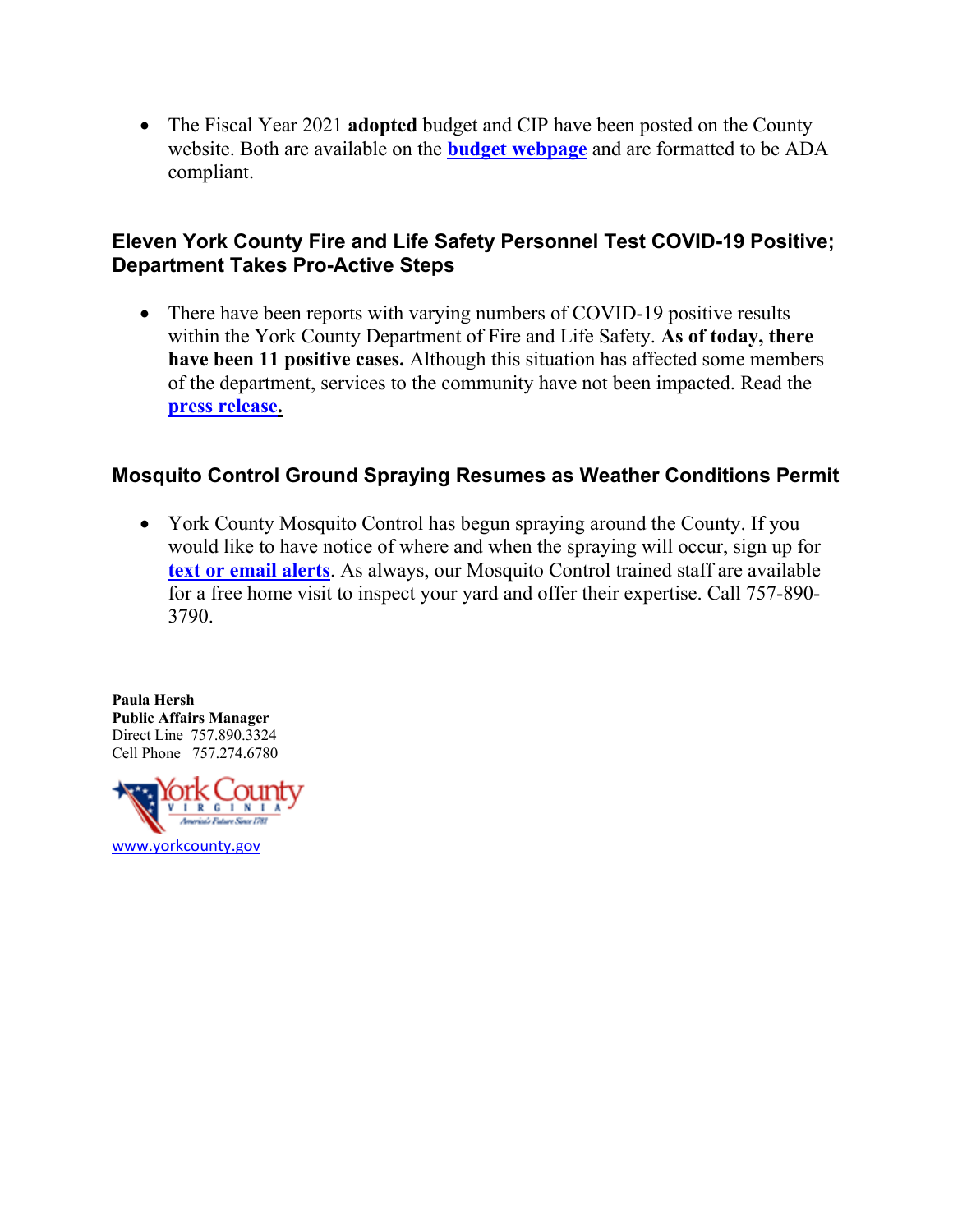- The Fiscal Year 2021 **adopted** budget and CIP have been posted on the County website. Both are available on the **budget webpage** and are formatted to be ADA compliant.

## Eleven York County Fire and Life Safety Personnel Test COVID-19 Positive; Department Takes Pro-Active Steps

- There have been reports with varying numbers of COVID-19 positive results within the York County Department of Fire and Life Safety. **As of today, there have been 11 positive cases.** Although this situation has affected some members of the department, services to the community have not been impacted. Read the **press release.**

## Mosquito Control Ground Spraying Resumes as Weather Conditions Permit

- York County Mosquito Control has begun spraying around the County. If you would like to have notice of where and when the spraying will occur, sign up for **text or email alerts**. As always, our Mosquito Control trained staff are available for a free home visit to inspect your yard and offer their expertise. Call 757-890-3790.

**Paula Hersh**
**Public Affairs Manager**
Direct Line 757.890.3324
Cell Phone 757.274.6780

York County VIRGINIA America's Future Since 1781

www.yorkcounty.gov